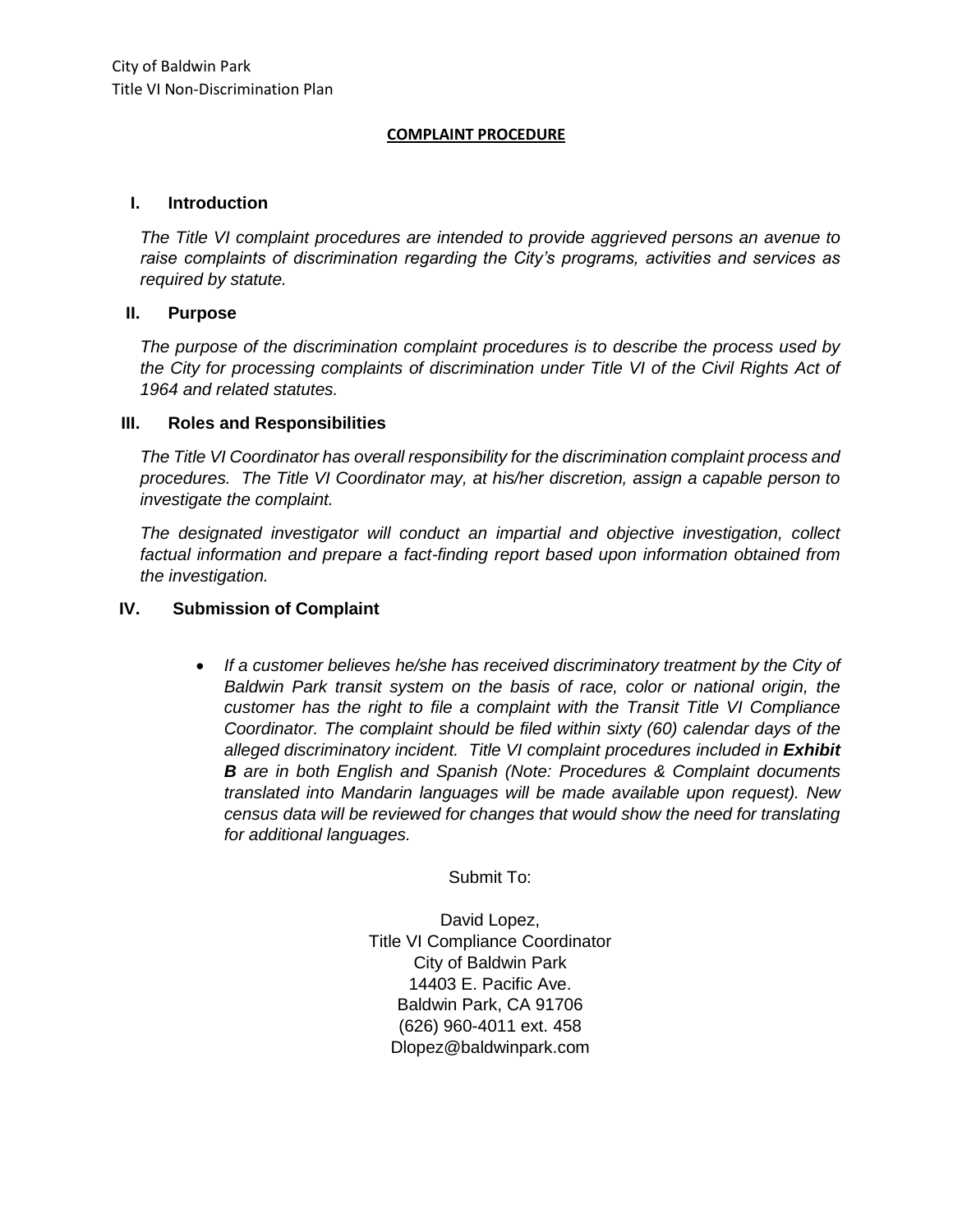City of Baldwin Park
Title VI Non-Discrimination Plan

# COMPLAINT PROCEDURE

## I. Introduction

*The Title VI complaint procedures are intended to provide aggrieved persons an avenue to raise complaints of discrimination regarding the City's programs, activities and services as required by statute.*

## II. Purpose

*The purpose of the discrimination complaint procedures is to describe the process used by the City for processing complaints of discrimination under Title VI of the Civil Rights Act of 1964 and related statutes.*

## III. Roles and Responsibilities

*The Title VI Coordinator has overall responsibility for the discrimination complaint process and procedures. The Title VI Coordinator may, at his/her discretion, assign a capable person to investigate the complaint.*

*The designated investigator will conduct an impartial and objective investigation, collect factual information and prepare a fact-finding report based upon information obtained from the investigation.*

## IV. Submission of Complaint

- *If a customer believes he/she has received discriminatory treatment by the City of Baldwin Park transit system on the basis of race, color or national origin, the customer has the right to file a complaint with the Transit Title VI Compliance Coordinator. The complaint should be filed within sixty (60) calendar days of the alleged discriminatory incident. Title VI complaint procedures included in **Exhibit B** are in both English and Spanish (Note: Procedures & Complaint documents translated into Mandarin languages will be made available upon request). New census data will be reviewed for changes that would show the need for translating for additional languages.*

Submit To:

David Lopez,
Title VI Compliance Coordinator
City of Baldwin Park
14403 E. Pacific Ave.
Baldwin Park, CA 91706
(626) 960-4011 ext. 458
Dlopez@baldwinpark.com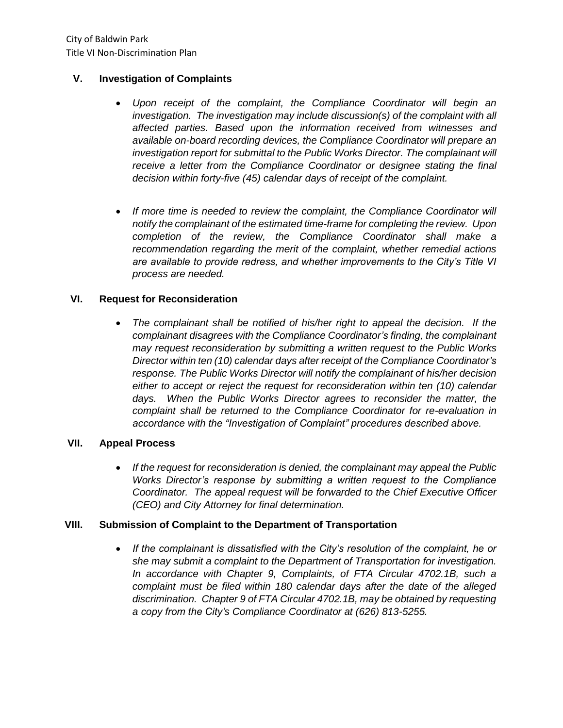## V. Investigation of Complaints

- *Upon receipt of the complaint, the Compliance Coordinator will begin an investigation. The investigation may include discussion(s) of the complaint with all affected parties. Based upon the information received from witnesses and available on-board recording devices, the Compliance Coordinator will prepare an investigation report for submittal to the Public Works Director. The complainant will receive a letter from the Compliance Coordinator or designee stating the final decision within forty-five (45) calendar days of receipt of the complaint.*

- *If more time is needed to review the complaint, the Compliance Coordinator will notify the complainant of the estimated time-frame for completing the review. Upon completion of the review, the Compliance Coordinator shall make a recommendation regarding the merit of the complaint, whether remedial actions are available to provide redress, and whether improvements to the City's Title VI process are needed.*

## VI. Request for Reconsideration

- *The complainant shall be notified of his/her right to appeal the decision. If the complainant disagrees with the Compliance Coordinator's finding, the complainant may request reconsideration by submitting a written request to the Public Works Director within ten (10) calendar days after receipt of the Compliance Coordinator's response. The Public Works Director will notify the complainant of his/her decision either to accept or reject the request for reconsideration within ten (10) calendar days. When the Public Works Director agrees to reconsider the matter, the complaint shall be returned to the Compliance Coordinator for re-evaluation in accordance with the "Investigation of Complaint" procedures described above.*

## VII. Appeal Process

- *If the request for reconsideration is denied, the complainant may appeal the Public Works Director's response by submitting a written request to the Compliance Coordinator. The appeal request will be forwarded to the Chief Executive Officer (CEO) and City Attorney for final determination.*

## VIII. Submission of Complaint to the Department of Transportation

- *If the complainant is dissatisfied with the City's resolution of the complaint, he or she may submit a complaint to the Department of Transportation for investigation. In accordance with Chapter 9, Complaints, of FTA Circular 4702.1B, such a complaint must be filed within 180 calendar days after the date of the alleged discrimination. Chapter 9 of FTA Circular 4702.1B, may be obtained by requesting a copy from the City's Compliance Coordinator at (626) 813-5255.*